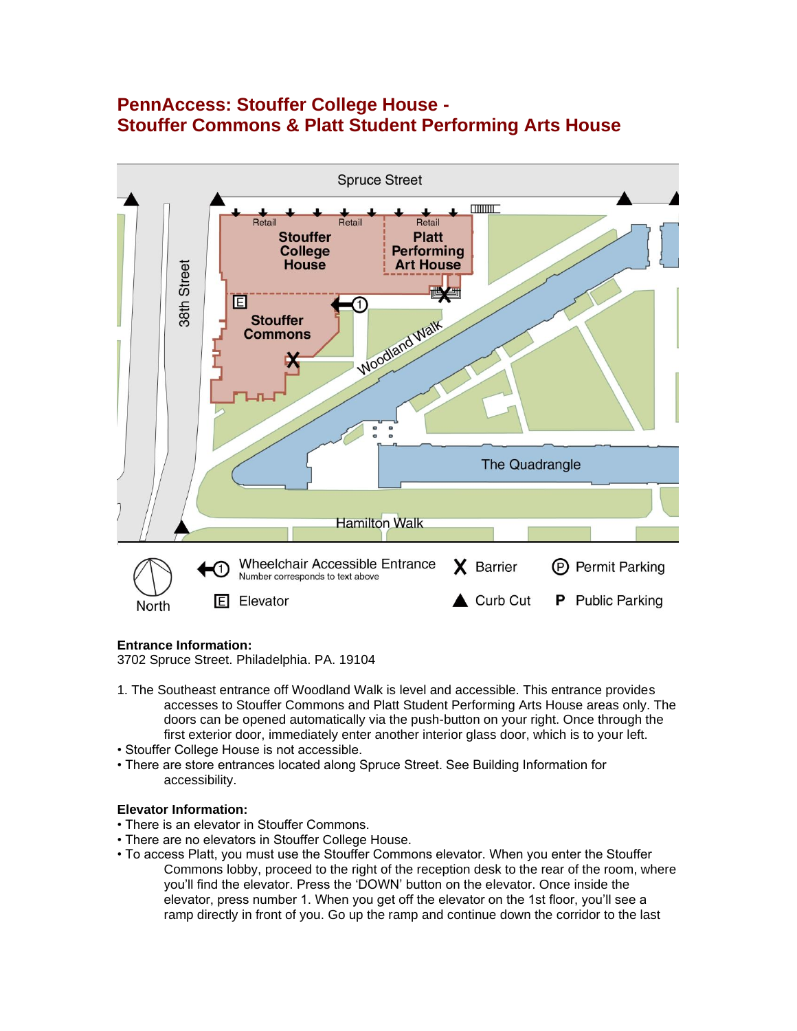# PennAccess: Stouffer College House - Stouffer Commons & Platt Student Performing Arts House

Spruce Street

38th Street

Retail

Retail

Retail

Stouffer College House

Platt Performing Art House

Stouffer Commons

Woodland Walk

The Quadrangle

Hamilton Walk

North

Wheelchair Accessible Entrance
Number corresponds to text above

Elevator

Barrier

Curb Cut

Permit Parking

Public Parking

**Entrance Information:**
3702 Spruce Street. Philadelphia. PA. 19104

1. The Southeast entrance off Woodland Walk is level and accessible. This entrance provides accesses to Stouffer Commons and Platt Student Performing Arts House areas only. The doors can be opened automatically via the push-button on your right. Once through the first exterior door, immediately enter another interior glass door, which is to your left.

- Stouffer College House is not accessible.
- There are store entrances located along Spruce Street. See Building Information for accessibility.

**Elevator Information:**

- There is an elevator in Stouffer Commons.
- There are no elevators in Stouffer College House.
- To access Platt, you must use the Stouffer Commons elevator. When you enter the Stouffer Commons lobby, proceed to the right of the reception desk to the rear of the room, where you'll find the elevator. Press the 'DOWN' button on the elevator. Once inside the elevator, press number 1. When you get off the elevator on the 1st floor, you'll see a ramp directly in front of you. Go up the ramp and continue down the corridor to the last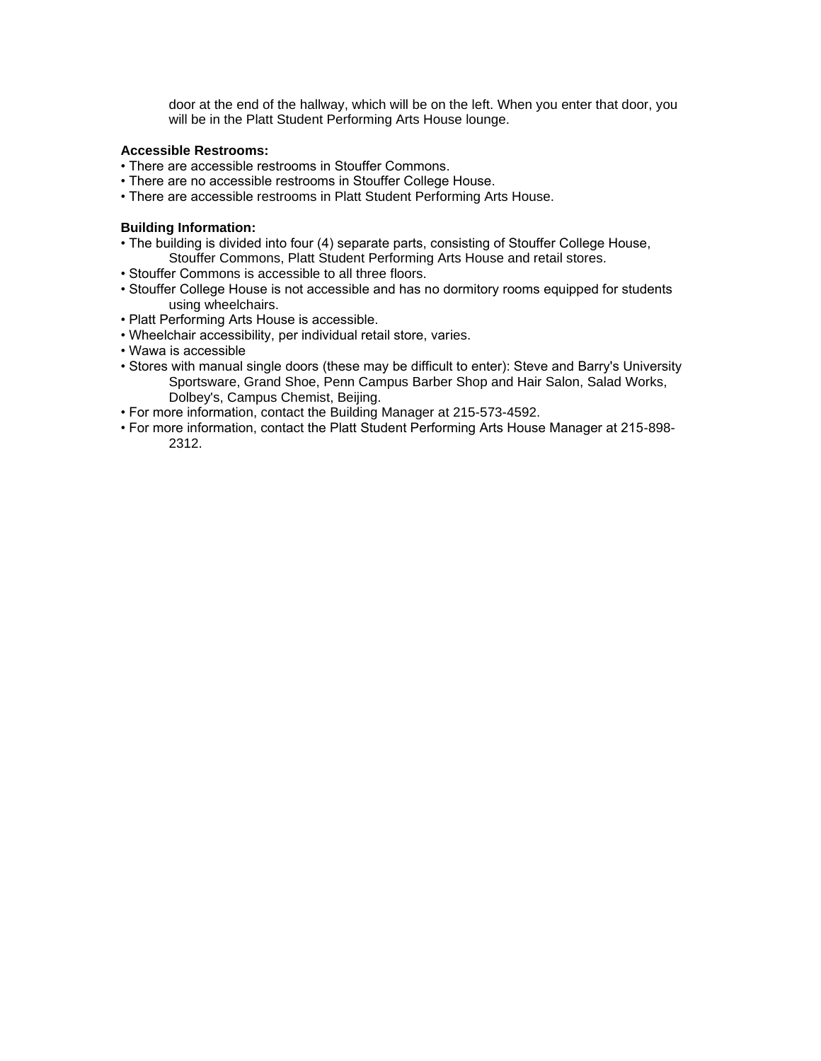door at the end of the hallway, which will be on the left. When you enter that door, you will be in the Platt Student Performing Arts House lounge.

**Accessible Restrooms:**

- There are accessible restrooms in Stouffer Commons.
- There are no accessible restrooms in Stouffer College House.
- There are accessible restrooms in Platt Student Performing Arts House.

**Building Information:**

- The building is divided into four (4) separate parts, consisting of Stouffer College House, Stouffer Commons, Platt Student Performing Arts House and retail stores.
- Stouffer Commons is accessible to all three floors.
- Stouffer College House is not accessible and has no dormitory rooms equipped for students using wheelchairs.
- Platt Performing Arts House is accessible.
- Wheelchair accessibility, per individual retail store, varies.
- Wawa is accessible
- Stores with manual single doors (these may be difficult to enter): Steve and Barry's University Sportsware, Grand Shoe, Penn Campus Barber Shop and Hair Salon, Salad Works, Dolbey's, Campus Chemist, Beijing.
- For more information, contact the Building Manager at 215-573-4592.
- For more information, contact the Platt Student Performing Arts House Manager at 215-898-2312.